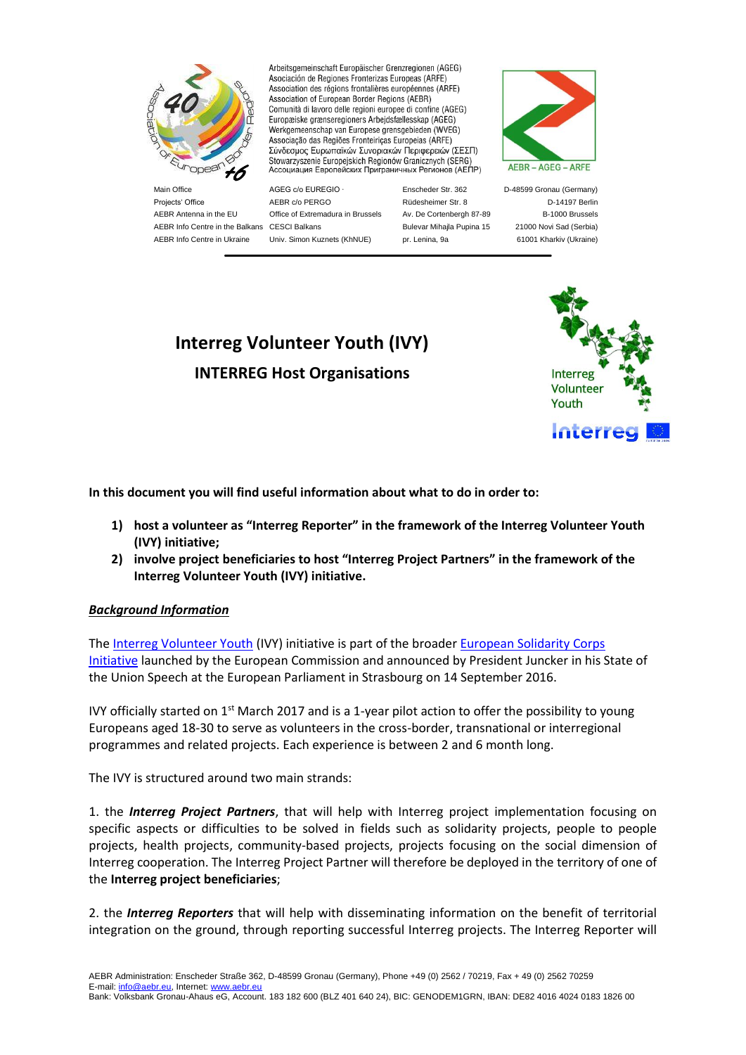Arbeitsgemeinschaft Europäischer Grenzregionen (AGEG)
Asociación de Regiones Fronterizas Europeas (ARFE)
Association des régions frontalières européennes (ARFE)
Association of European Border Regions (AEBR)
Comunità di lavoro delle regioni europee di confine (AGEG)
Europæiske grænseregioners Arbejdsfællesskap (AGEG)
Werkgemeenschap van Europese grensgebieden (WVEG)
Associação das Regiões Fronteiriças Europeias (ARFE)
Σύνδεσμος Ευρωπαϊκών Συνοριακών Περιφερειών (ΣΕΣΠ)
Stowarzyszenie Europejskich Regionów Granicznych (SERG)
Ассоциация Европейских Приграничных Регионов (АЕПР)

AEBR – AGEG – ARFE

| | | | |
|---|---|---|---|
| Main Office | AGEG c/o EUREGIO | Enscheder Str. 362 | D-48599 Gronau (Germany) |
| Projects' Office | AEBR c/o PERGO | Rüdesheimer Str. 8 | D-14197 Berlin |
| AEBR Antenna in the EU | Office of Extremadura in Brussels | Av. De Cortenbergh 87-89 | B-1000 Brussels |
| AEBR Info Centre in the Balkans | CESCI Balkans | Bulevar Mihajla Pupina 15 | 21000 Novi Sad (Serbia) |
| AEBR Info Centre in Ukraine | Univ. Simon Kuznets (KhNUE) | pr. Lenina, 9a | 61001 Kharkiv (Ukraine) |

# Interreg Volunteer Youth (IVY)

## INTERREG Host Organisations

Interreg Volunteer Youth

**In this document you will find useful information about what to do in order to:**

1) **host a volunteer as "Interreg Reporter" in the framework of the Interreg Volunteer Youth (IVY) initiative;**
2) **involve project beneficiaries to host "Interreg Project Partners" in the framework of the Interreg Volunteer Youth (IVY) initiative.**

***Background Information***

The Interreg Volunteer Youth (IVY) initiative is part of the broader European Solidarity Corps Initiative launched by the European Commission and announced by President Juncker in his State of the Union Speech at the European Parliament in Strasbourg on 14 September 2016.

IVY officially started on 1st March 2017 and is a 1-year pilot action to offer the possibility to young Europeans aged 18-30 to serve as volunteers in the cross-border, transnational or interregional programmes and related projects. Each experience is between 2 and 6 month long.

The IVY is structured around two main strands:

1. the ***Interreg Project Partners***, that will help with Interreg project implementation focusing on specific aspects or difficulties to be solved in fields such as solidarity projects, people to people projects, health projects, community-based projects, projects focusing on the social dimension of Interreg cooperation. The Interreg Project Partner will therefore be deployed in the territory of one of the **Interreg project beneficiaries**;

2. the ***Interreg Reporters*** that will help with disseminating information on the benefit of territorial integration on the ground, through reporting successful Interreg projects. The Interreg Reporter will

AEBR Administration: Enscheder Straße 362, D-48599 Gronau (Germany), Phone +49 (0) 2562 / 70219, Fax + 49 (0) 2562 70259
E-mail: info@aebr.eu, Internet: www.aebr.eu
Bank: Volksbank Gronau-Ahaus eG, Account. 183 182 600 (BLZ 401 640 24), BIC: GENODEM1GRN, IBAN: DE82 4016 4024 0183 1826 00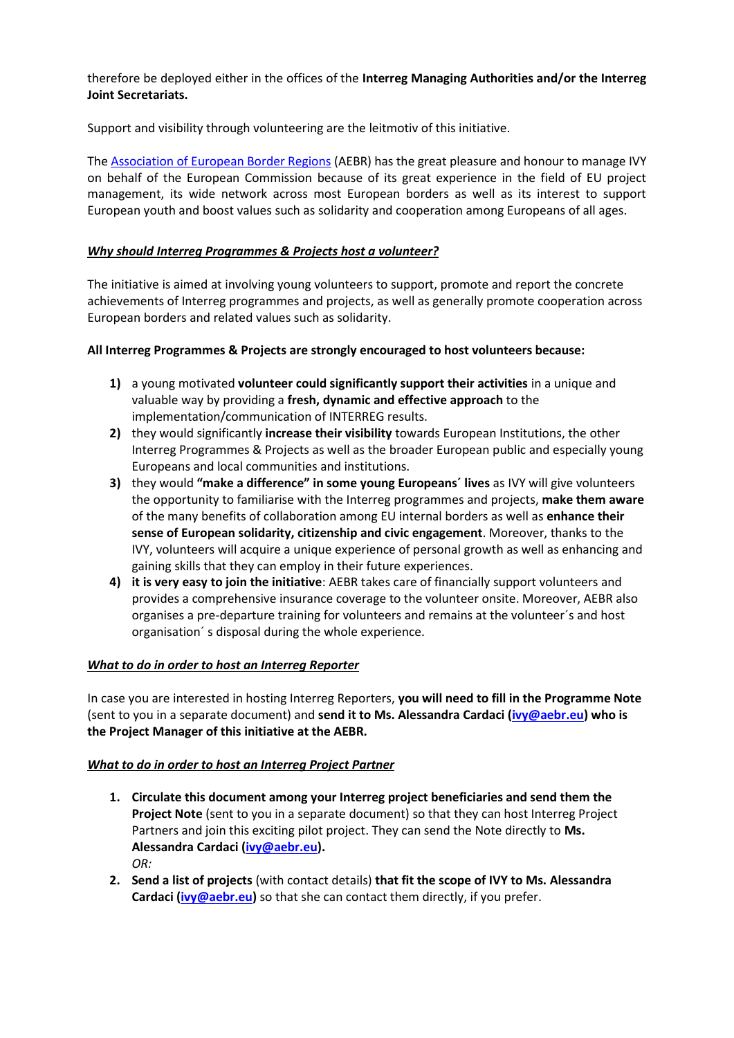therefore be deployed either in the offices of the **Interreg Managing Authorities and/or the Interreg Joint Secretariats.**

Support and visibility through volunteering are the leitmotiv of this initiative.

The [Association of European Border Regions](#) (AEBR) has the great pleasure and honour to manage IVY on behalf of the European Commission because of its great experience in the field of EU project management, its wide network across most European borders as well as its interest to support European youth and boost values such as solidarity and cooperation among Europeans of all ages.

### ***Why should Interreg Programmes & Projects host a volunteer?***

The initiative is aimed at involving young volunteers to support, promote and report the concrete achievements of Interreg programmes and projects, as well as generally promote cooperation across European borders and related values such as solidarity.

**All Interreg Programmes & Projects are strongly encouraged to host volunteers because:**

1) a young motivated **volunteer could significantly support their activities** in a unique and valuable way by providing a **fresh, dynamic and effective approach** to the implementation/communication of INTERREG results.
2) they would significantly **increase their visibility** towards European Institutions, the other Interreg Programmes & Projects as well as the broader European public and especially young Europeans and local communities and institutions.
3) they would **"make a difference" in some young Europeans´ lives** as IVY will give volunteers the opportunity to familiarise with the Interreg programmes and projects, **make them aware** of the many benefits of collaboration among EU internal borders as well as **enhance their sense of European solidarity, citizenship and civic engagement**. Moreover, thanks to the IVY, volunteers will acquire a unique experience of personal growth as well as enhancing and gaining skills that they can employ in their future experiences.
4) **it is very easy to join the initiative**: AEBR takes care of financially support volunteers and provides a comprehensive insurance coverage to the volunteer onsite. Moreover, AEBR also organises a pre-departure training for volunteers and remains at the volunteer´s and host organisation´ s disposal during the whole experience.

### ***What to do in order to host an Interreg Reporter***

In case you are interested in hosting Interreg Reporters, **you will need to fill in the Programme Note** (sent to you in a separate document) and **send it to Ms. Alessandra Cardaci (ivy@aebr.eu) who is the Project Manager of this initiative at the AEBR.**

### ***What to do in order to host an Interreg Project Partner***

1. **Circulate this document among your Interreg project beneficiaries and send them the Project Note** (sent to you in a separate document) so that they can host Interreg Project Partners and join this exciting pilot project. They can send the Note directly to **Ms. Alessandra Cardaci (ivy@aebr.eu).**
   *OR:*
2. **Send a list of projects** (with contact details) **that fit the scope of IVY to Ms. Alessandra Cardaci (ivy@aebr.eu)** so that she can contact them directly, if you prefer.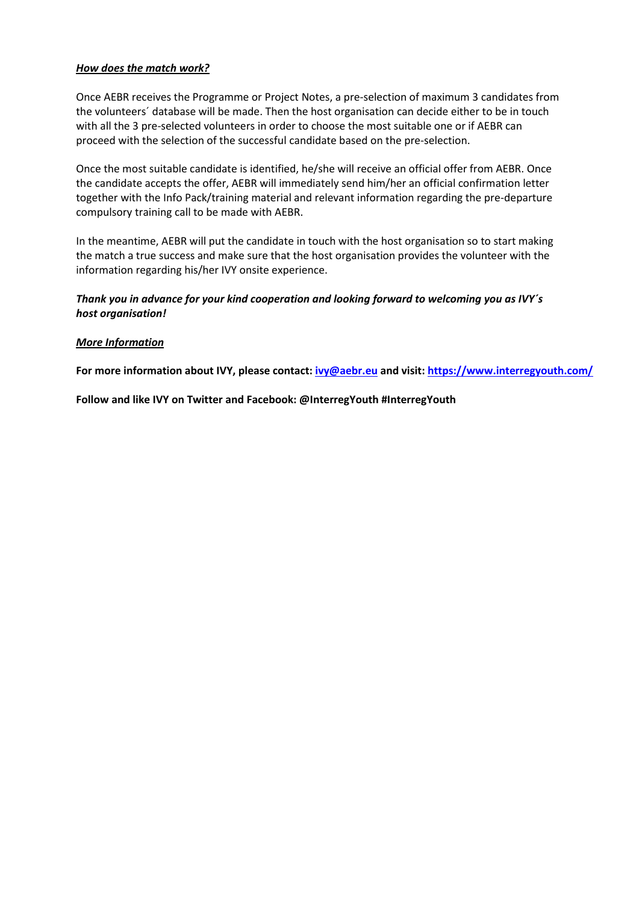***How does the match work?***

Once AEBR receives the Programme or Project Notes, a pre-selection of maximum 3 candidates from the volunteers´ database will be made. Then the host organisation can decide either to be in touch with all the 3 pre-selected volunteers in order to choose the most suitable one or if AEBR can proceed with the selection of the successful candidate based on the pre-selection.

Once the most suitable candidate is identified, he/she will receive an official offer from AEBR. Once the candidate accepts the offer, AEBR will immediately send him/her an official confirmation letter together with the Info Pack/training material and relevant information regarding the pre-departure compulsory training call to be made with AEBR.

In the meantime, AEBR will put the candidate in touch with the host organisation so to start making the match a true success and make sure that the host organisation provides the volunteer with the information regarding his/her IVY onsite experience.

***Thank you in advance for your kind cooperation and looking forward to welcoming you as IVY´s host organisation!***

***More Information***

**For more information about IVY, please contact: ivy@aebr.eu and visit: https://www.interregyouth.com/**

**Follow and like IVY on Twitter and Facebook: @InterregYouth #InterregYouth**